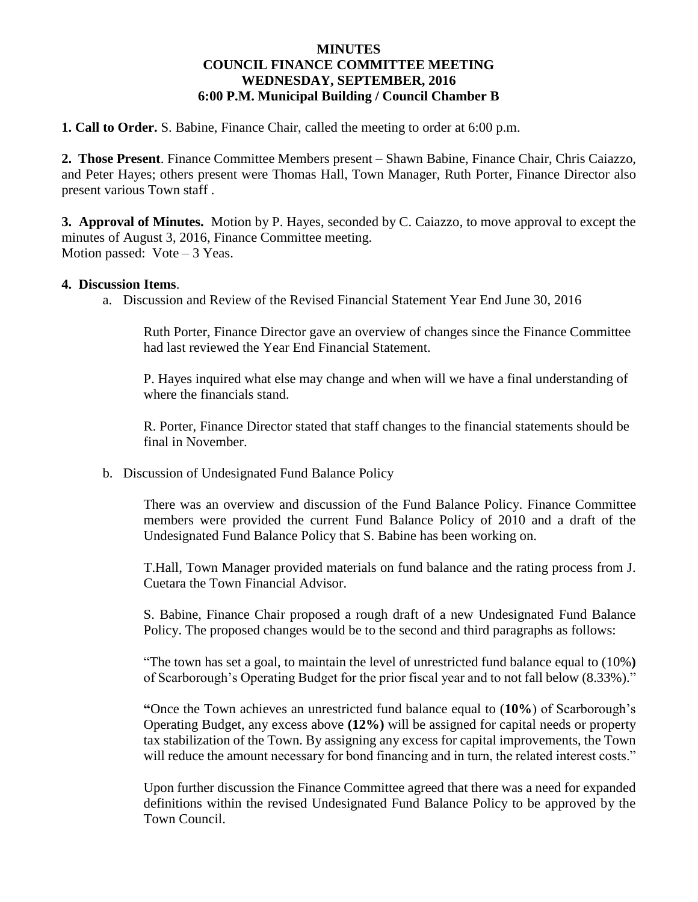# MINUTES
## COUNCIL FINANCE COMMITTEE MEETING
## WEDNESDAY, SEPTEMBER, 2016
## 6:00 P.M. Municipal Building / Council Chamber B

**1. Call to Order.** S. Babine, Finance Chair, called the meeting to order at 6:00 p.m.

**2. Those Present**. Finance Committee Members present – Shawn Babine, Finance Chair, Chris Caiazzo, and Peter Hayes; others present were Thomas Hall, Town Manager, Ruth Porter, Finance Director also present various Town staff .

**3. Approval of Minutes.** Motion by P. Hayes, seconded by C. Caiazzo, to move approval to except the minutes of August 3, 2016, Finance Committee meeting.
Motion passed: Vote – 3 Yeas.

**4. Discussion Items**.

a. Discussion and Review of the Revised Financial Statement Year End June 30, 2016

Ruth Porter, Finance Director gave an overview of changes since the Finance Committee had last reviewed the Year End Financial Statement.

P. Hayes inquired what else may change and when will we have a final understanding of where the financials stand.

R. Porter, Finance Director stated that staff changes to the financial statements should be final in November.

b. Discussion of Undesignated Fund Balance Policy

There was an overview and discussion of the Fund Balance Policy. Finance Committee members were provided the current Fund Balance Policy of 2010 and a draft of the Undesignated Fund Balance Policy that S. Babine has been working on.

T.Hall, Town Manager provided materials on fund balance and the rating process from J. Cuetara the Town Financial Advisor.

S. Babine, Finance Chair proposed a rough draft of a new Undesignated Fund Balance Policy. The proposed changes would be to the second and third paragraphs as follows:

"The town has set a goal, to maintain the level of unrestricted fund balance equal to (10%**)** of Scarborough's Operating Budget for the prior fiscal year and to not fall below (8.33%)."

**"**Once the Town achieves an unrestricted fund balance equal to (**10%**) of Scarborough's Operating Budget, any excess above **(12%)** will be assigned for capital needs or property tax stabilization of the Town. By assigning any excess for capital improvements, the Town will reduce the amount necessary for bond financing and in turn, the related interest costs."

Upon further discussion the Finance Committee agreed that there was a need for expanded definitions within the revised Undesignated Fund Balance Policy to be approved by the Town Council.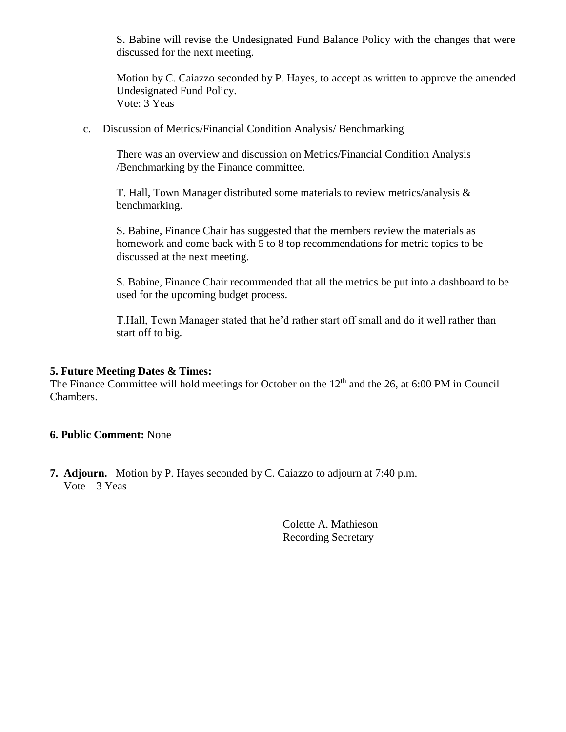S. Babine will revise the Undesignated Fund Balance Policy with the changes that were discussed for the next meeting.

Motion by C. Caiazzo seconded by P. Hayes, to accept as written to approve the amended Undesignated Fund Policy.
Vote: 3 Yeas

c. Discussion of Metrics/Financial Condition Analysis/ Benchmarking

There was an overview and discussion on Metrics/Financial Condition Analysis /Benchmarking by the Finance committee.

T. Hall, Town Manager distributed some materials to review metrics/analysis & benchmarking.

S. Babine, Finance Chair has suggested that the members review the materials as homework and come back with 5 to 8 top recommendations for metric topics to be discussed at the next meeting.

S. Babine, Finance Chair recommended that all the metrics be put into a dashboard to be used for the upcoming budget process.

T.Hall, Town Manager stated that he'd rather start off small and do it well rather than start off to big.

**5. Future Meeting Dates & Times:**
The Finance Committee will hold meetings for October on the 12th and the 26, at 6:00 PM in Council Chambers.

**6. Public Comment:** None

**7. Adjourn.** Motion by P. Hayes seconded by C. Caiazzo to adjourn at 7:40 p.m.
Vote – 3 Yeas

Colette A. Mathieson
Recording Secretary